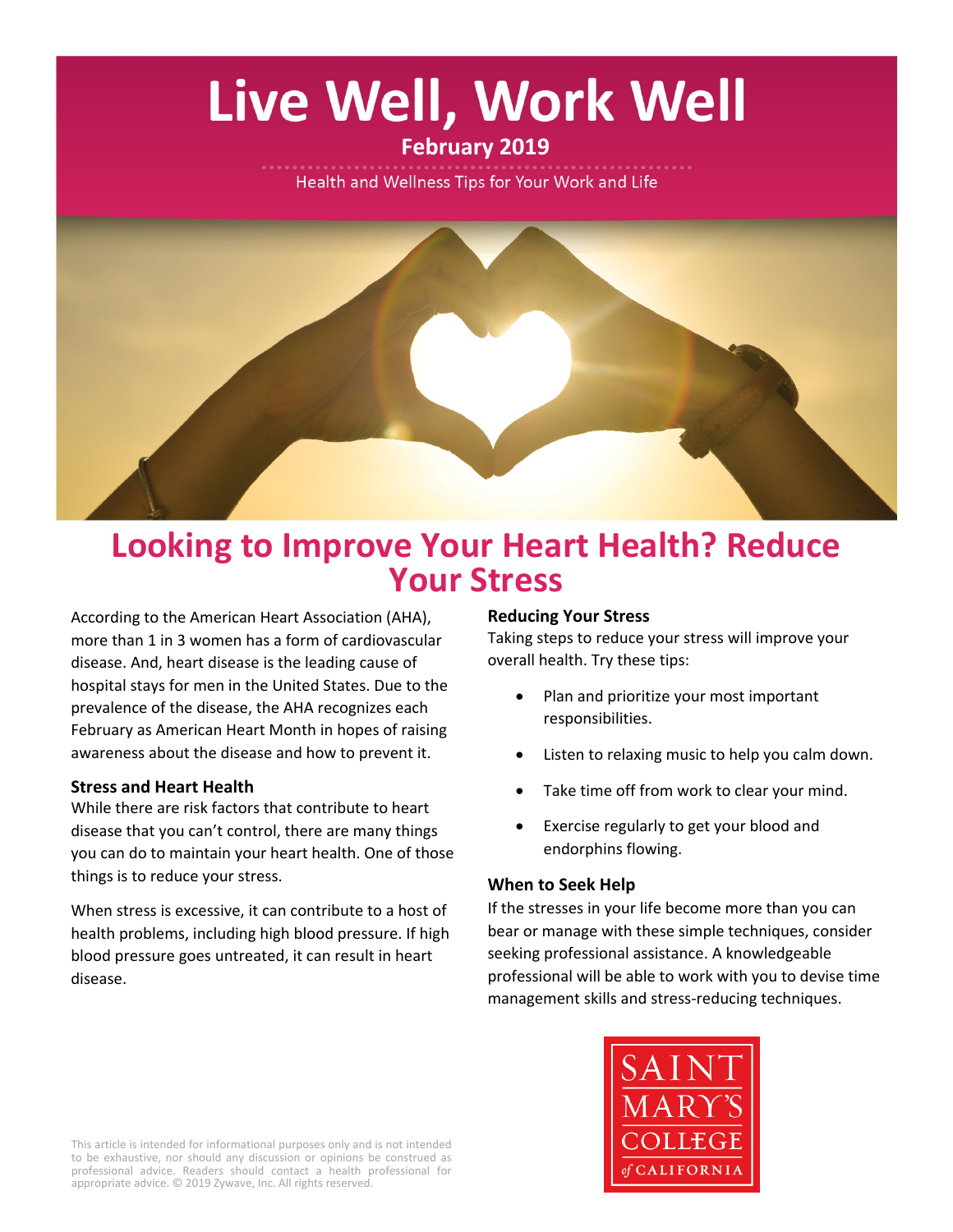# Live Well, Work Well

**February 2019**

Health and Wellness Tips for Your Work and Life

## Looking to Improve Your Heart Health? Reduce Your Stress

According to the American Heart Association (AHA), more than 1 in 3 women has a form of cardiovascular disease. And, heart disease is the leading cause of hospital stays for men in the United States. Due to the prevalence of the disease, the AHA recognizes each February as American Heart Month in hopes of raising awareness about the disease and how to prevent it.

### Stress and Heart Health

While there are risk factors that contribute to heart disease that you can't control, there are many things you can do to maintain your heart health. One of those things is to reduce your stress.

When stress is excessive, it can contribute to a host of health problems, including high blood pressure. If high blood pressure goes untreated, it can result in heart disease.

### Reducing Your Stress

Taking steps to reduce your stress will improve your overall health. Try these tips:

- Plan and prioritize your most important responsibilities.
- Listen to relaxing music to help you calm down.
- Take time off from work to clear your mind.
- Exercise regularly to get your blood and endorphins flowing.

### When to Seek Help

If the stresses in your life become more than you can bear or manage with these simple techniques, consider seeking professional assistance. A knowledgeable professional will be able to work with you to devise time management skills and stress-reducing techniques.

SAINT MARY'S COLLEGE of CALIFORNIA

This article is intended for informational purposes only and is not intended to be exhaustive, nor should any discussion or opinions be construed as professional advice. Readers should contact a health professional for appropriate advice. © 2019 Zywave, Inc. All rights reserved.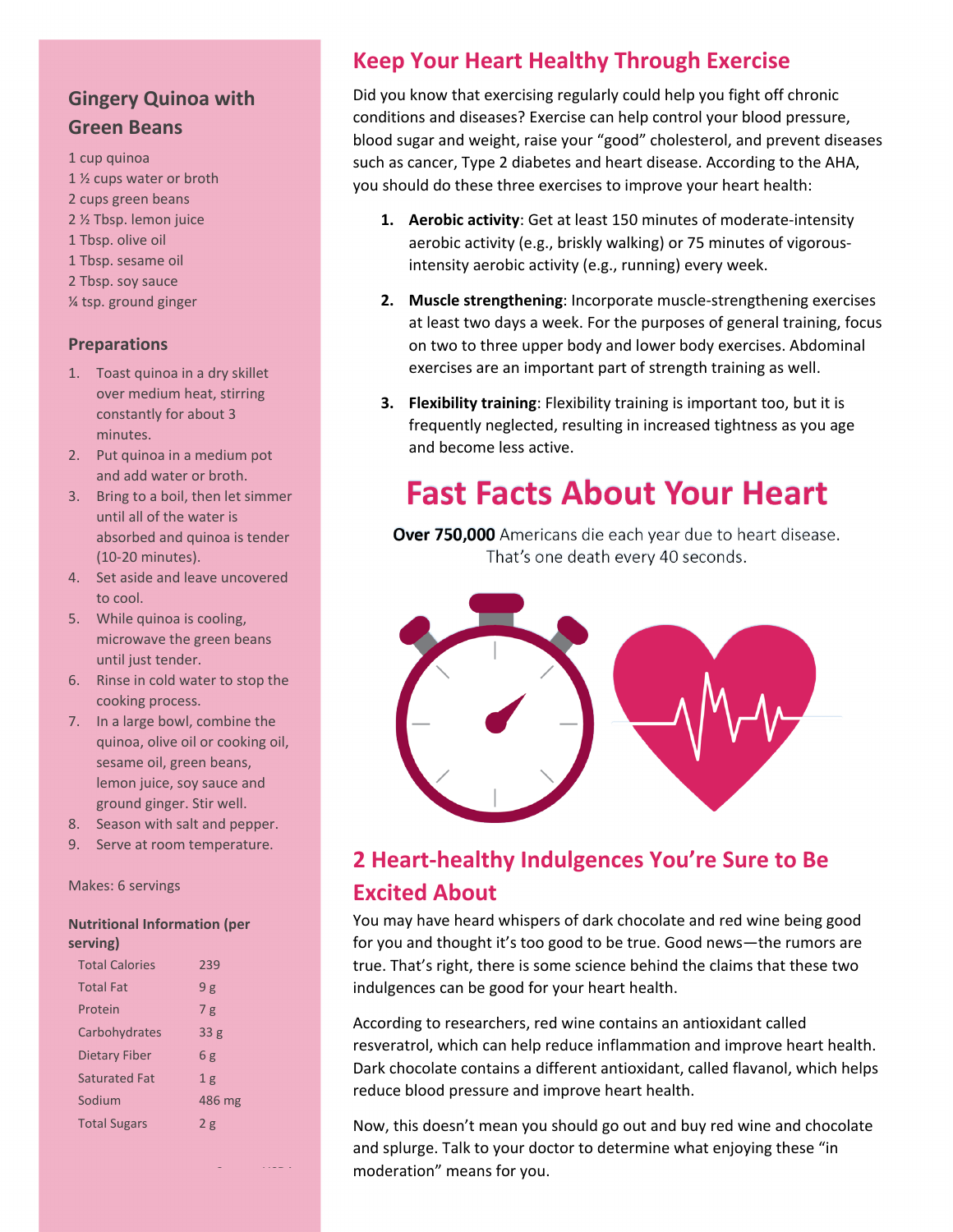## Gingery Quinoa with Green Beans

1 cup quinoa
1 ½ cups water or broth
2 cups green beans
2 ½ Tbsp. lemon juice
1 Tbsp. olive oil
1 Tbsp. sesame oil
2 Tbsp. soy sauce
¼ tsp. ground ginger

### Preparations

1. Toast quinoa in a dry skillet over medium heat, stirring constantly for about 3 minutes.
2. Put quinoa in a medium pot and add water or broth.
3. Bring to a boil, then let simmer until all of the water is absorbed and quinoa is tender (10-20 minutes).
4. Set aside and leave uncovered to cool.
5. While quinoa is cooling, microwave the green beans until just tender.
6. Rinse in cold water to stop the cooking process.
7. In a large bowl, combine the quinoa, olive oil or cooking oil, sesame oil, green beans, lemon juice, soy sauce and ground ginger. Stir well.
8. Season with salt and pepper.
9. Serve at room temperature.

Makes: 6 servings

**Nutritional Information (per serving)**

| | |
|---|---|
| Total Calories | 239 |
| Total Fat | 9 g |
| Protein | 7 g |
| Carbohydrates | 33 g |
| Dietary Fiber | 6 g |
| Saturated Fat | 1 g |
| Sodium | 486 mg |
| Total Sugars | 2 g |

## Keep Your Heart Healthy Through Exercise

Did you know that exercising regularly could help you fight off chronic conditions and diseases? Exercise can help control your blood pressure, blood sugar and weight, raise your "good" cholesterol, and prevent diseases such as cancer, Type 2 diabetes and heart disease. According to the AHA, you should do these three exercises to improve your heart health:

1. **Aerobic activity**: Get at least 150 minutes of moderate-intensity aerobic activity (e.g., briskly walking) or 75 minutes of vigorous-intensity aerobic activity (e.g., running) every week.
2. **Muscle strengthening**: Incorporate muscle-strengthening exercises at least two days a week. For the purposes of general training, focus on two to three upper body and lower body exercises. Abdominal exercises are an important part of strength training as well.
3. **Flexibility training**: Flexibility training is important too, but it is frequently neglected, resulting in increased tightness as you age and become less active.

# Fast Facts About Your Heart

**Over 750,000** Americans die each year due to heart disease. That's one death every 40 seconds.

## 2 Heart-healthy Indulgences You're Sure to Be Excited About

You may have heard whispers of dark chocolate and red wine being good for you and thought it's too good to be true. Good news—the rumors are true. That's right, there is some science behind the claims that these two indulgences can be good for your heart health.

According to researchers, red wine contains an antioxidant called resveratrol, which can help reduce inflammation and improve heart health. Dark chocolate contains a different antioxidant, called flavanol, which helps reduce blood pressure and improve heart health.

Now, this doesn't mean you should go out and buy red wine and chocolate and splurge. Talk to your doctor to determine what enjoying these "in moderation" means for you.